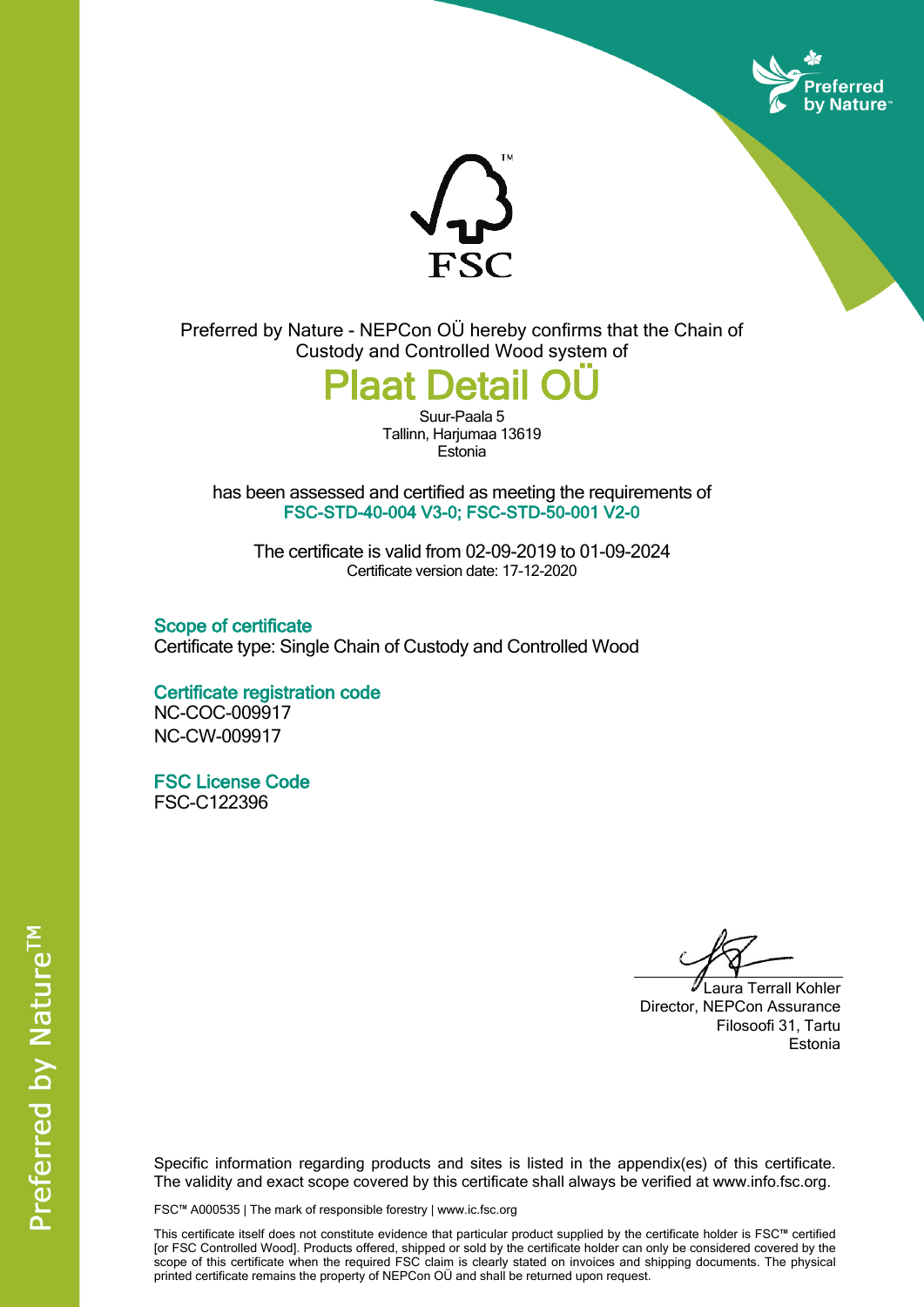Preferred by Nature - NEPCon OÜ hereby confirms that the Chain of Custody and Controlled Wood system of

# Plaat Detail OÜ

Suur-Paala 5
Tallinn, Harjumaa 13619
Estonia

has been assessed and certified as meeting the requirements of
**FSC-STD-40-004 V3-0; FSC-STD-50-001 V2-0**

The certificate is valid from 02-09-2019 to 01-09-2024
Certificate version date: 17-12-2020

## Scope of certificate

Certificate type: Single Chain of Custody and Controlled Wood

## Certificate registration code

NC-COC-009917
NC-CW-009917

## FSC License Code

FSC-C122396

Laura Terrall Kohler
Director, NEPCon Assurance
Filosoofi 31, Tartu
Estonia

Specific information regarding products and sites is listed in the appendix(es) of this certificate. The validity and exact scope covered by this certificate shall always be verified at www.info.fsc.org.

FSC™ A000535 | The mark of responsible forestry | www.ic.fsc.org

This certificate itself does not constitute evidence that particular product supplied by the certificate holder is FSC™ certified [or FSC Controlled Wood]. Products offered, shipped or sold by the certificate holder can only be considered covered by the scope of this certificate when the required FSC claim is clearly stated on invoices and shipping documents. The physical printed certificate remains the property of NEPCon OÜ and shall be returned upon request.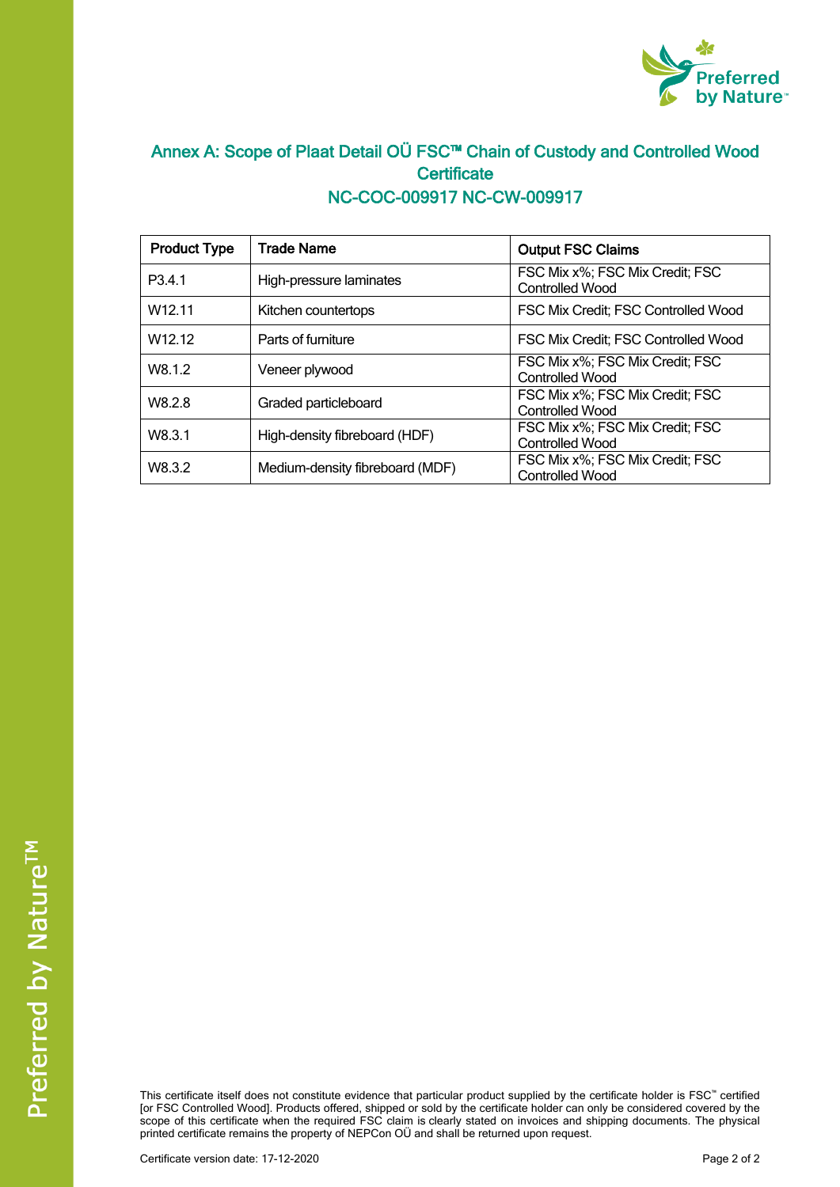# Annex A: Scope of Plaat Detail OÜ FSC™ Chain of Custody and Controlled Wood Certificate

## NC-COC-009917 NC-CW-009917

| Product Type | Trade Name | Output FSC Claims |
|---|---|---|
| P3.4.1 | High-pressure laminates | FSC Mix x%; FSC Mix Credit; FSC Controlled Wood |
| W12.11 | Kitchen countertops | FSC Mix Credit; FSC Controlled Wood |
| W12.12 | Parts of furniture | FSC Mix Credit; FSC Controlled Wood |
| W8.1.2 | Veneer plywood | FSC Mix x%; FSC Mix Credit; FSC Controlled Wood |
| W8.2.8 | Graded particleboard | FSC Mix x%; FSC Mix Credit; FSC Controlled Wood |
| W8.3.1 | High-density fibreboard (HDF) | FSC Mix x%; FSC Mix Credit; FSC Controlled Wood |
| W8.3.2 | Medium-density fibreboard (MDF) | FSC Mix x%; FSC Mix Credit; FSC Controlled Wood |

This certificate itself does not constitute evidence that particular product supplied by the certificate holder is FSC™ certified [or FSC Controlled Wood]. Products offered, shipped or sold by the certificate holder can only be considered covered by the scope of this certificate when the required FSC claim is clearly stated on invoices and shipping documents. The physical printed certificate remains the property of NEPCon OÜ and shall be returned upon request.

Certificate version date: 17-12-2020